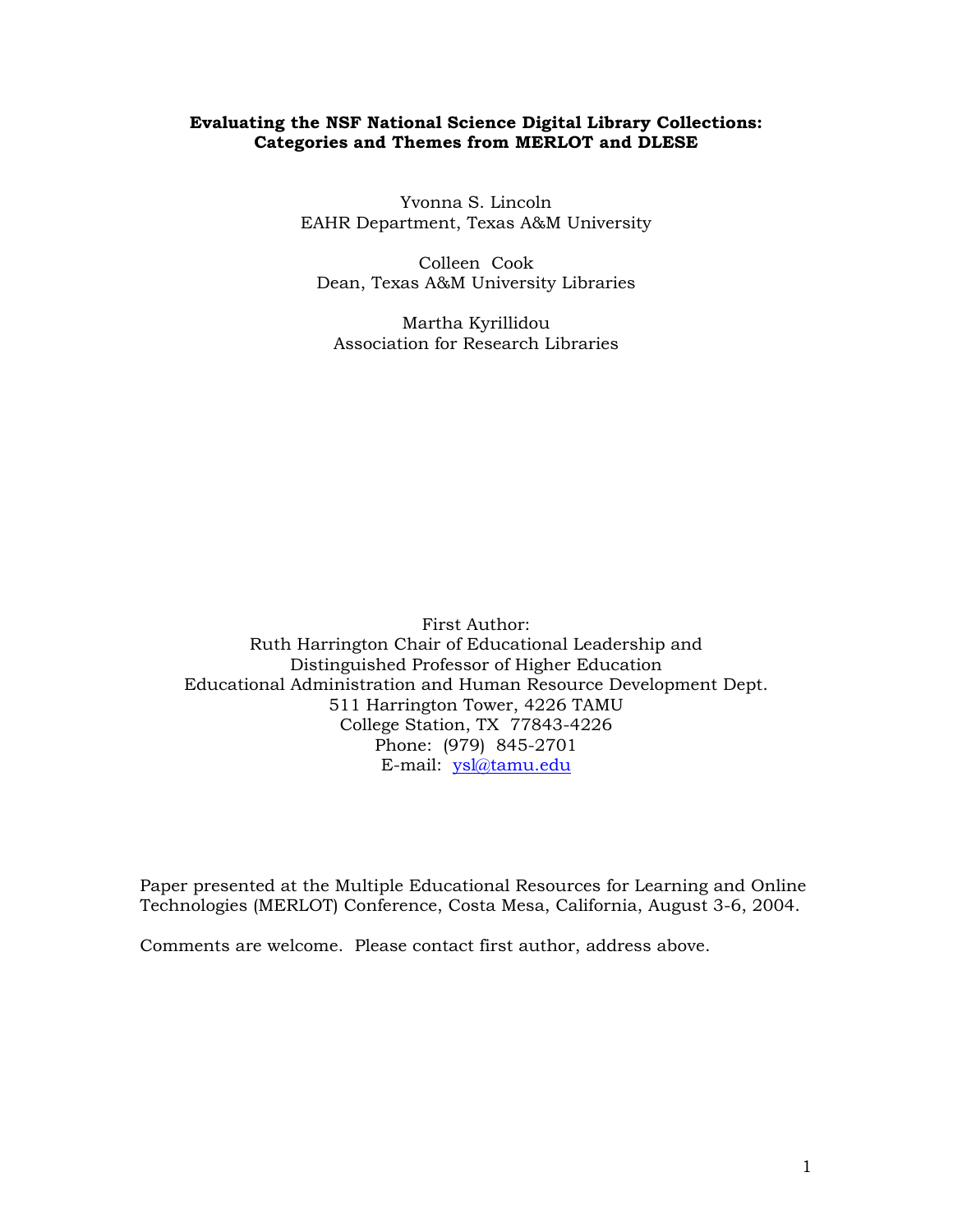# Evaluating the NSF National Science Digital Library Collections: Categories and Themes from MERLOT and DLESE

Yvonna S. Lincoln
EAHR Department, Texas A&M University

Colleen Cook
Dean, Texas A&M University Libraries

Martha Kyrillidou
Association for Research Libraries

First Author:
Ruth Harrington Chair of Educational Leadership and
Distinguished Professor of Higher Education
Educational Administration and Human Resource Development Dept.
511 Harrington Tower, 4226 TAMU
College Station, TX 77843-4226
Phone: (979) 845-2701
E-mail: ysl@tamu.edu

Paper presented at the Multiple Educational Resources for Learning and Online Technologies (MERLOT) Conference, Costa Mesa, California, August 3-6, 2004.

Comments are welcome. Please contact first author, address above.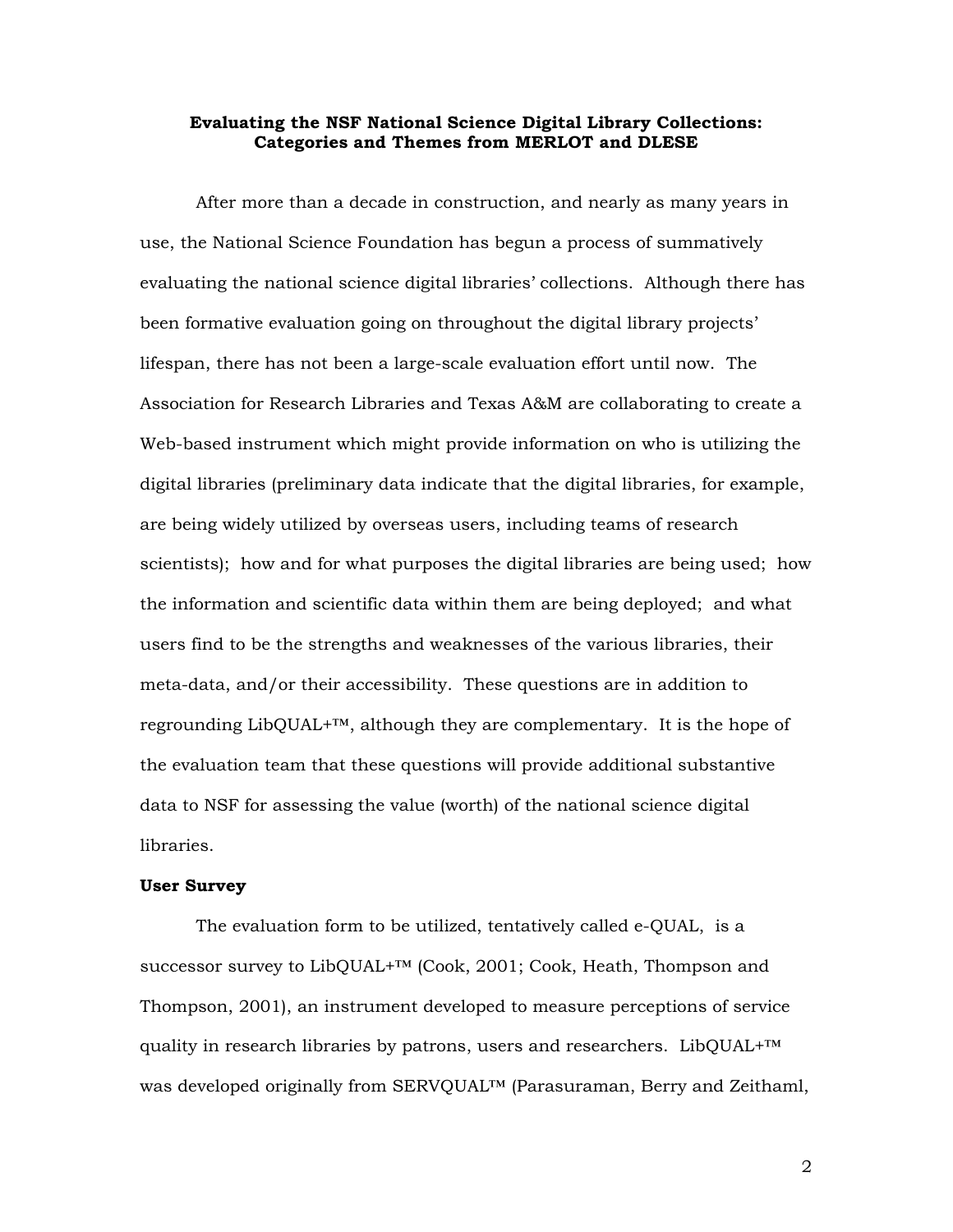**Evaluating the NSF National Science Digital Library Collections: Categories and Themes from MERLOT and DLESE**

After more than a decade in construction, and nearly as many years in use, the National Science Foundation has begun a process of summatively evaluating the national science digital libraries' collections. Although there has been formative evaluation going on throughout the digital library projects' lifespan, there has not been a large-scale evaluation effort until now. The Association for Research Libraries and Texas A&M are collaborating to create a Web-based instrument which might provide information on who is utilizing the digital libraries (preliminary data indicate that the digital libraries, for example, are being widely utilized by overseas users, including teams of research scientists); how and for what purposes the digital libraries are being used; how the information and scientific data within them are being deployed; and what users find to be the strengths and weaknesses of the various libraries, their meta-data, and/or their accessibility. These questions are in addition to regrounding LibQUAL+™, although they are complementary. It is the hope of the evaluation team that these questions will provide additional substantive data to NSF for assessing the value (worth) of the national science digital libraries.

**User Survey**

The evaluation form to be utilized, tentatively called e-QUAL, is a successor survey to LibQUAL+™ (Cook, 2001; Cook, Heath, Thompson and Thompson, 2001), an instrument developed to measure perceptions of service quality in research libraries by patrons, users and researchers. LibQUAL+™ was developed originally from SERVQUAL™ (Parasuraman, Berry and Zeithaml,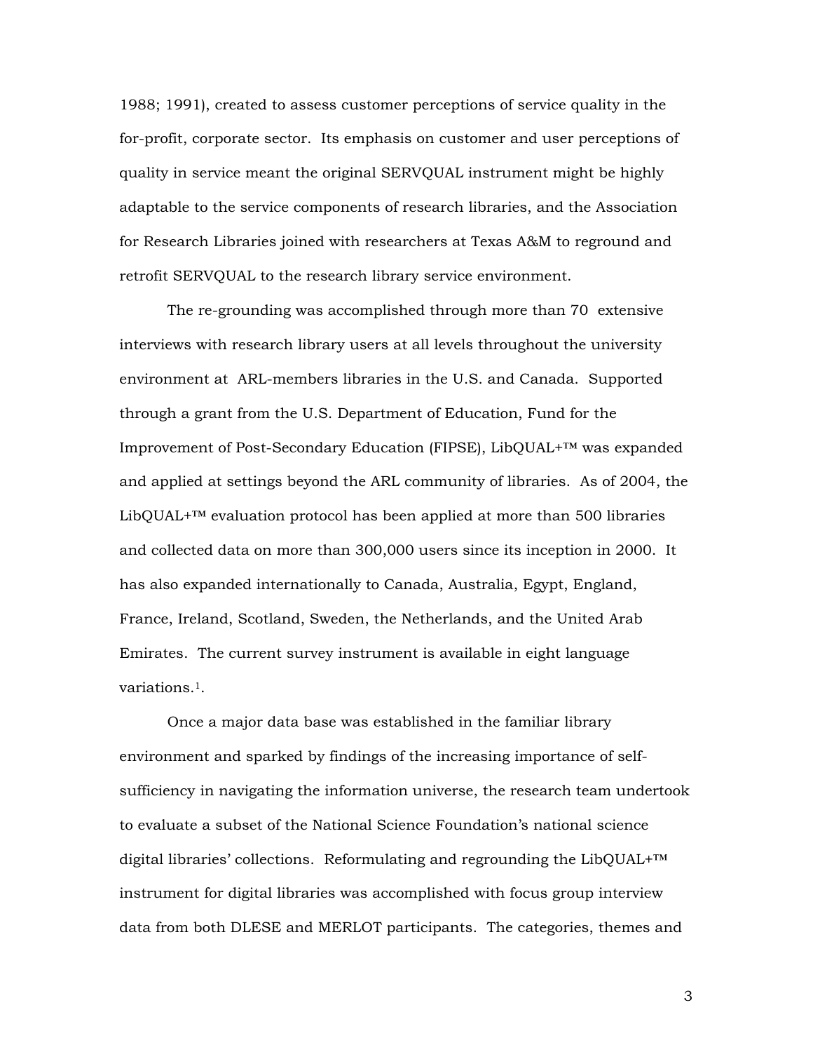1988; 1991), created to assess customer perceptions of service quality in the for-profit, corporate sector. Its emphasis on customer and user perceptions of quality in service meant the original SERVQUAL instrument might be highly adaptable to the service components of research libraries, and the Association for Research Libraries joined with researchers at Texas A&M to reground and retrofit SERVQUAL to the research library service environment.

The re-grounding was accomplished through more than 70 extensive interviews with research library users at all levels throughout the university environment at ARL-members libraries in the U.S. and Canada. Supported through a grant from the U.S. Department of Education, Fund for the Improvement of Post-Secondary Education (FIPSE), LibQUAL+™ was expanded and applied at settings beyond the ARL community of libraries. As of 2004, the LibQUAL+™ evaluation protocol has been applied at more than 500 libraries and collected data on more than 300,000 users since its inception in 2000. It has also expanded internationally to Canada, Australia, Egypt, England, France, Ireland, Scotland, Sweden, the Netherlands, and the United Arab Emirates. The current survey instrument is available in eight language variations.[1].

Once a major data base was established in the familiar library environment and sparked by findings of the increasing importance of self-sufficiency in navigating the information universe, the research team undertook to evaluate a subset of the National Science Foundation's national science digital libraries' collections. Reformulating and regrounding the LibQUAL+™ instrument for digital libraries was accomplished with focus group interview data from both DLESE and MERLOT participants. The categories, themes and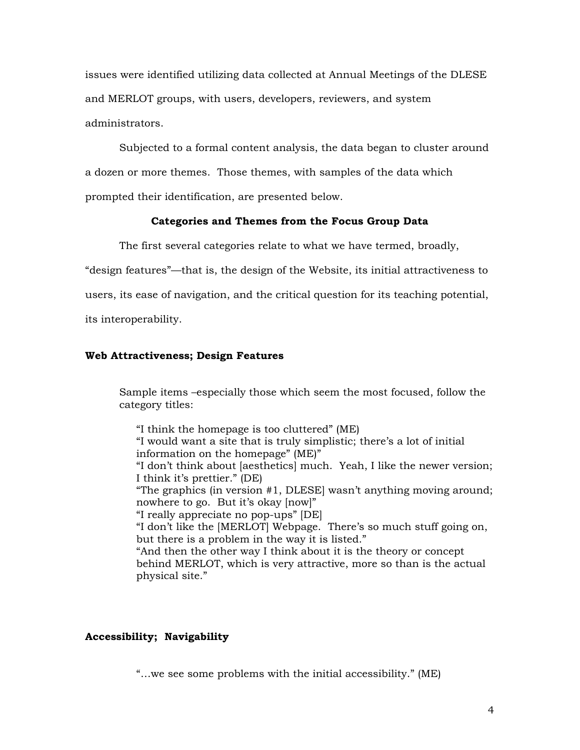issues were identified utilizing data collected at Annual Meetings of the DLESE and MERLOT groups, with users, developers, reviewers, and system administrators.

Subjected to a formal content analysis, the data began to cluster around a dozen or more themes. Those themes, with samples of the data which prompted their identification, are presented below.

## Categories and Themes from the Focus Group Data

The first several categories relate to what we have termed, broadly, "design features"—that is, the design of the Website, its initial attractiveness to users, its ease of navigation, and the critical question for its teaching potential, its interoperability.

### Web Attractiveness; Design Features

> Sample items –especially those which seem the most focused, follow the category titles:
>
> "I think the homepage is too cluttered" (ME)
> "I would want a site that is truly simplistic; there's a lot of initial information on the homepage" (ME)"
> "I don't think about [aesthetics] much. Yeah, I like the newer version; I think it's prettier." (DE)
> "The graphics (in version #1, DLESE] wasn't anything moving around; nowhere to go. But it's okay [now]"
> "I really appreciate no pop-ups" [DE]
> "I don't like the [MERLOT] Webpage. There's so much stuff going on, but there is a problem in the way it is listed."
> "And then the other way I think about it is the theory or concept behind MERLOT, which is very attractive, more so than is the actual physical site."

### Accessibility; Navigability

> "…we see some problems with the initial accessibility." (ME)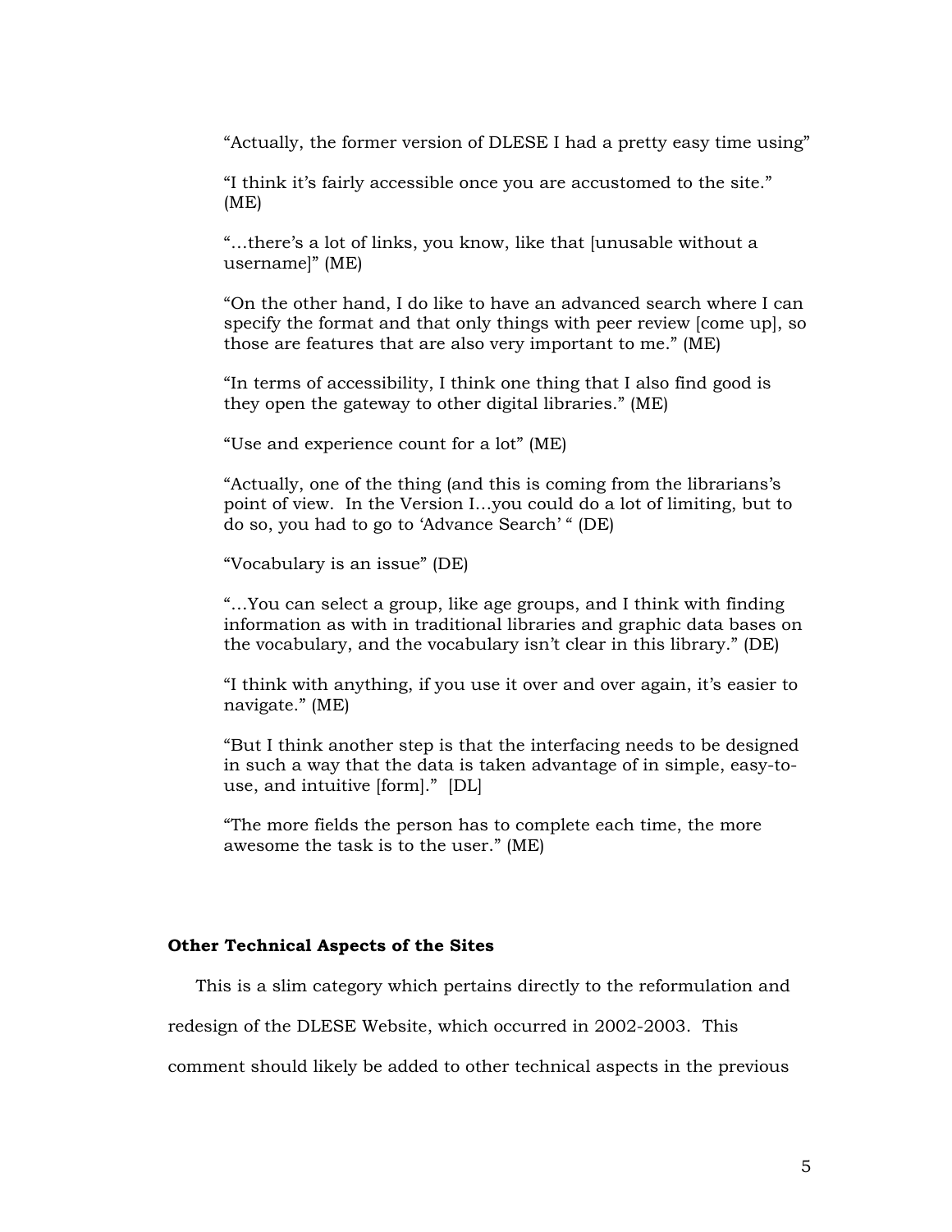"Actually, the former version of DLESE I had a pretty easy time using"

"I think it's fairly accessible once you are accustomed to the site." (ME)

"…there's a lot of links, you know, like that [unusable without a username]" (ME)

"On the other hand, I do like to have an advanced search where I can specify the format and that only things with peer review [come up], so those are features that are also very important to me." (ME)

"In terms of accessibility, I think one thing that I also find good is they open the gateway to other digital libraries." (ME)

"Use and experience count for a lot" (ME)

"Actually, one of the thing (and this is coming from the librarians's point of view. In the Version I…you could do a lot of limiting, but to do so, you had to go to 'Advance Search' " (DE)

"Vocabulary is an issue" (DE)

"…You can select a group, like age groups, and I think with finding information as with in traditional libraries and graphic data bases on the vocabulary, and the vocabulary isn't clear in this library." (DE)

"I think with anything, if you use it over and over again, it's easier to navigate." (ME)

"But I think another step is that the interfacing needs to be designed in such a way that the data is taken advantage of in simple, easy-to-use, and intuitive [form]." [DL]

"The more fields the person has to complete each time, the more awesome the task is to the user." (ME)

**Other Technical Aspects of the Sites**

This is a slim category which pertains directly to the reformulation and redesign of the DLESE Website, which occurred in 2002-2003. This comment should likely be added to other technical aspects in the previous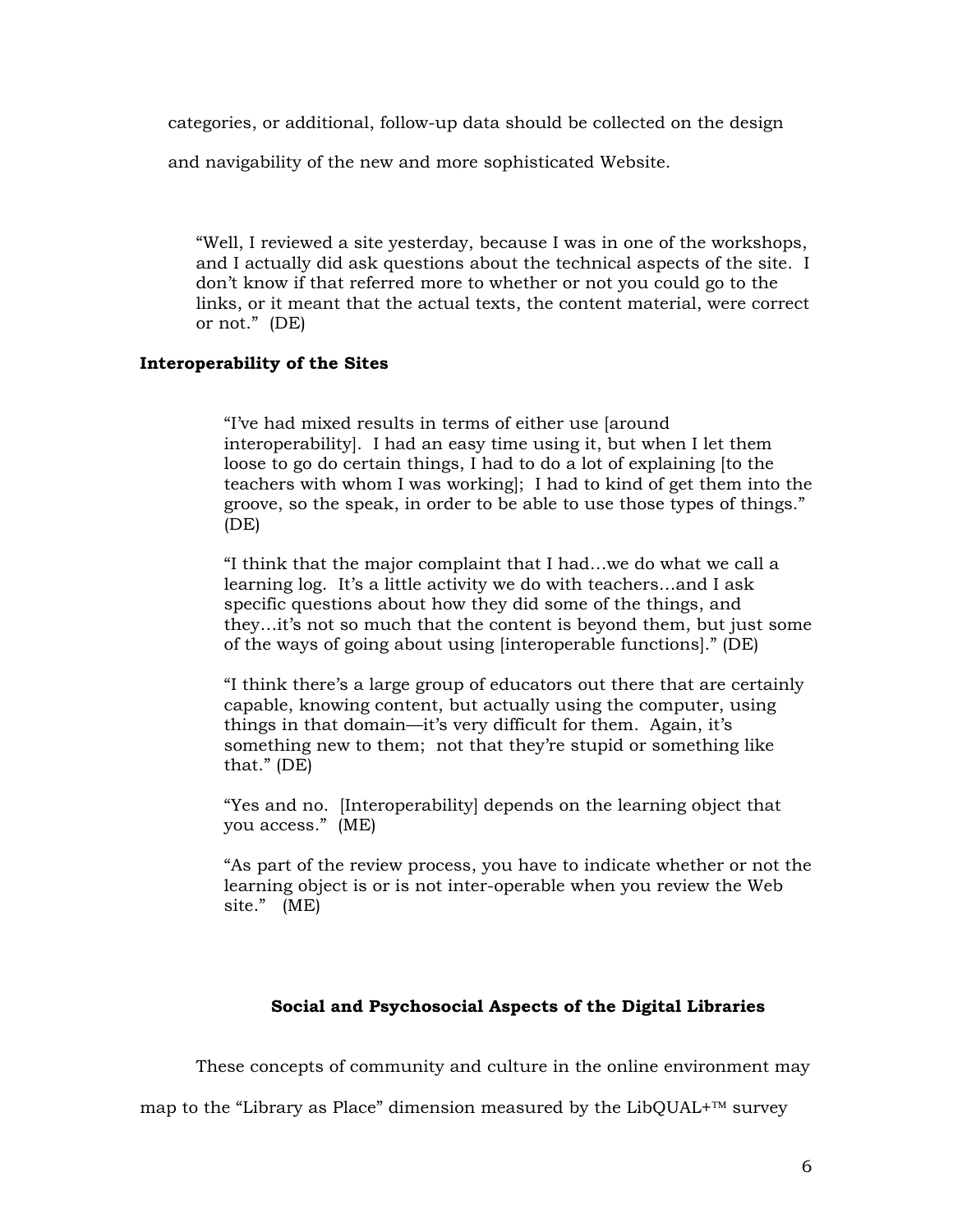categories, or additional, follow-up data should be collected on the design and navigability of the new and more sophisticated Website.

> "Well, I reviewed a site yesterday, because I was in one of the workshops, and I actually did ask questions about the technical aspects of the site. I don't know if that referred more to whether or not you could go to the links, or it meant that the actual texts, the content material, were correct or not." (DE)

**Interoperability of the Sites**

> "I've had mixed results in terms of either use [around interoperability]. I had an easy time using it, but when I let them loose to go do certain things, I had to do a lot of explaining [to the teachers with whom I was working]; I had to kind of get them into the groove, so the speak, in order to be able to use those types of things." (DE)
>
> "I think that the major complaint that I had…we do what we call a learning log. It's a little activity we do with teachers…and I ask specific questions about how they did some of the things, and they…it's not so much that the content is beyond them, but just some of the ways of going about using [interoperable functions]." (DE)
>
> "I think there's a large group of educators out there that are certainly capable, knowing content, but actually using the computer, using things in that domain—it's very difficult for them. Again, it's something new to them; not that they're stupid or something like that." (DE)
>
> "Yes and no. [Interoperability] depends on the learning object that you access." (ME)
>
> "As part of the review process, you have to indicate whether or not the learning object is or is not inter-operable when you review the Web site." (ME)

## Social and Psychosocial Aspects of the Digital Libraries

These concepts of community and culture in the online environment may map to the "Library as Place" dimension measured by the LibQUAL+™ survey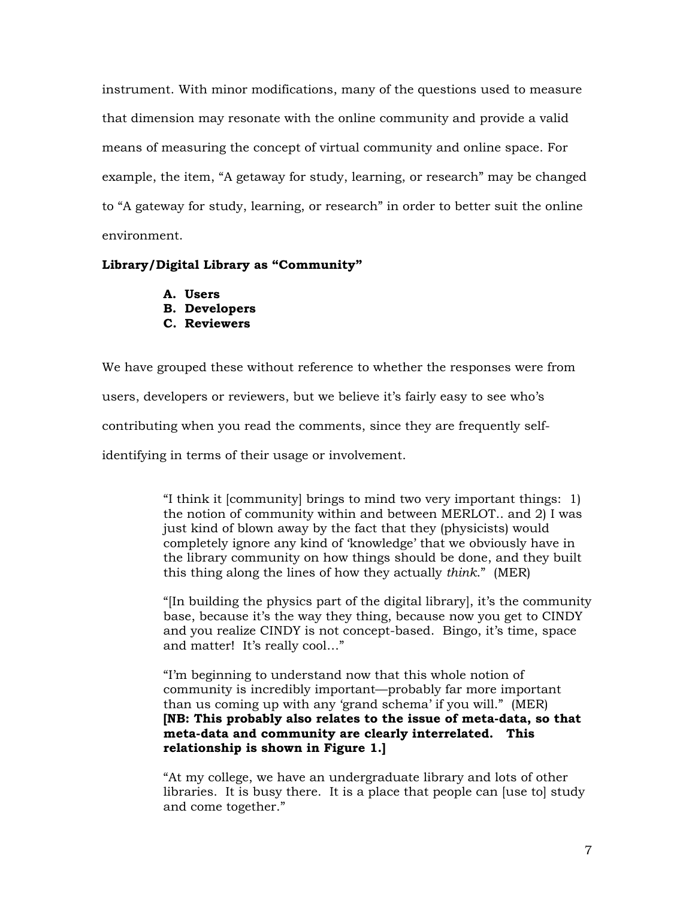instrument. With minor modifications, many of the questions used to measure that dimension may resonate with the online community and provide a valid means of measuring the concept of virtual community and online space. For example, the item, "A getaway for study, learning, or research" may be changed to "A gateway for study, learning, or research" in order to better suit the online environment.

**Library/Digital Library as "Community"**

> **A. Users**
> **B. Developers**
> **C. Reviewers**

We have grouped these without reference to whether the responses were from users, developers or reviewers, but we believe it's fairly easy to see who's contributing when you read the comments, since they are frequently self-identifying in terms of their usage or involvement.

> "I think it [community] brings to mind two very important things: 1) the notion of community within and between MERLOT.. and 2) I was just kind of blown away by the fact that they (physicists) would completely ignore any kind of 'knowledge' that we obviously have in the library community on how things should be done, and they built this thing along the lines of how they actually *think*." (MER)

> "[In building the physics part of the digital library], it's the community base, because it's the way they thing, because now you get to CINDY and you realize CINDY is not concept-based. Bingo, it's time, space and matter! It's really cool…"

> "I'm beginning to understand now that this whole notion of community is incredibly important—probably far more important than us coming up with any 'grand schema' if you will." (MER)
> **[NB: This probably also relates to the issue of meta-data, so that meta-data and community are clearly interrelated. This relationship is shown in Figure 1.]**

> "At my college, we have an undergraduate library and lots of other libraries. It is busy there. It is a place that people can [use to] study and come together."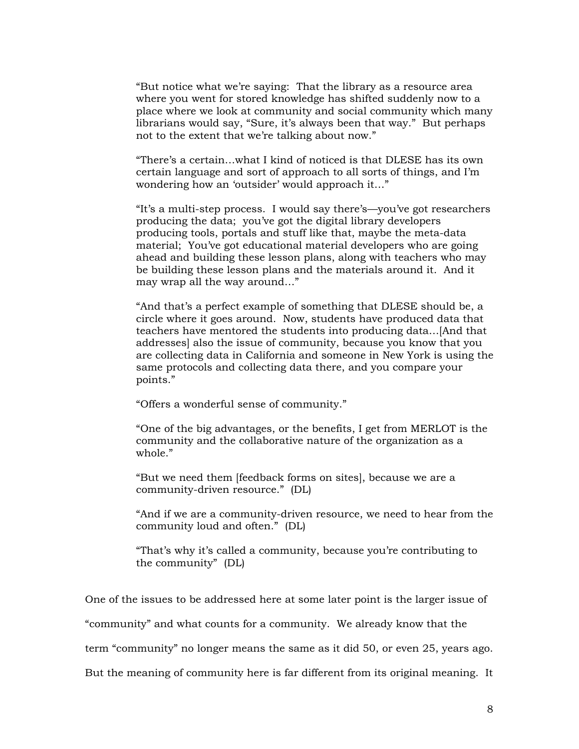> "But notice what we're saying: That the library as a resource area where you went for stored knowledge has shifted suddenly now to a place where we look at community and social community which many librarians would say, "Sure, it's always been that way." But perhaps not to the extent that we're talking about now."
>
> "There's a certain…what I kind of noticed is that DLESE has its own certain language and sort of approach to all sorts of things, and I'm wondering how an 'outsider' would approach it…"
>
> "It's a multi-step process. I would say there's—you've got researchers producing the data; you've got the digital library developers producing tools, portals and stuff like that, maybe the meta-data material; You've got educational material developers who are going ahead and building these lesson plans, along with teachers who may be building these lesson plans and the materials around it. And it may wrap all the way around…"
>
> "And that's a perfect example of something that DLESE should be, a circle where it goes around. Now, students have produced data that teachers have mentored the students into producing data…[And that addresses] also the issue of community, because you know that you are collecting data in California and someone in New York is using the same protocols and collecting data there, and you compare your points."
>
> "Offers a wonderful sense of community."
>
> "One of the big advantages, or the benefits, I get from MERLOT is the community and the collaborative nature of the organization as a whole."
>
> "But we need them [feedback forms on sites], because we are a community-driven resource." (DL)
>
> "And if we are a community-driven resource, we need to hear from the community loud and often." (DL)
>
> "That's why it's called a community, because you're contributing to the community" (DL)

One of the issues to be addressed here at some later point is the larger issue of "community" and what counts for a community. We already know that the term "community" no longer means the same as it did 50, or even 25, years ago. But the meaning of community here is far different from its original meaning. It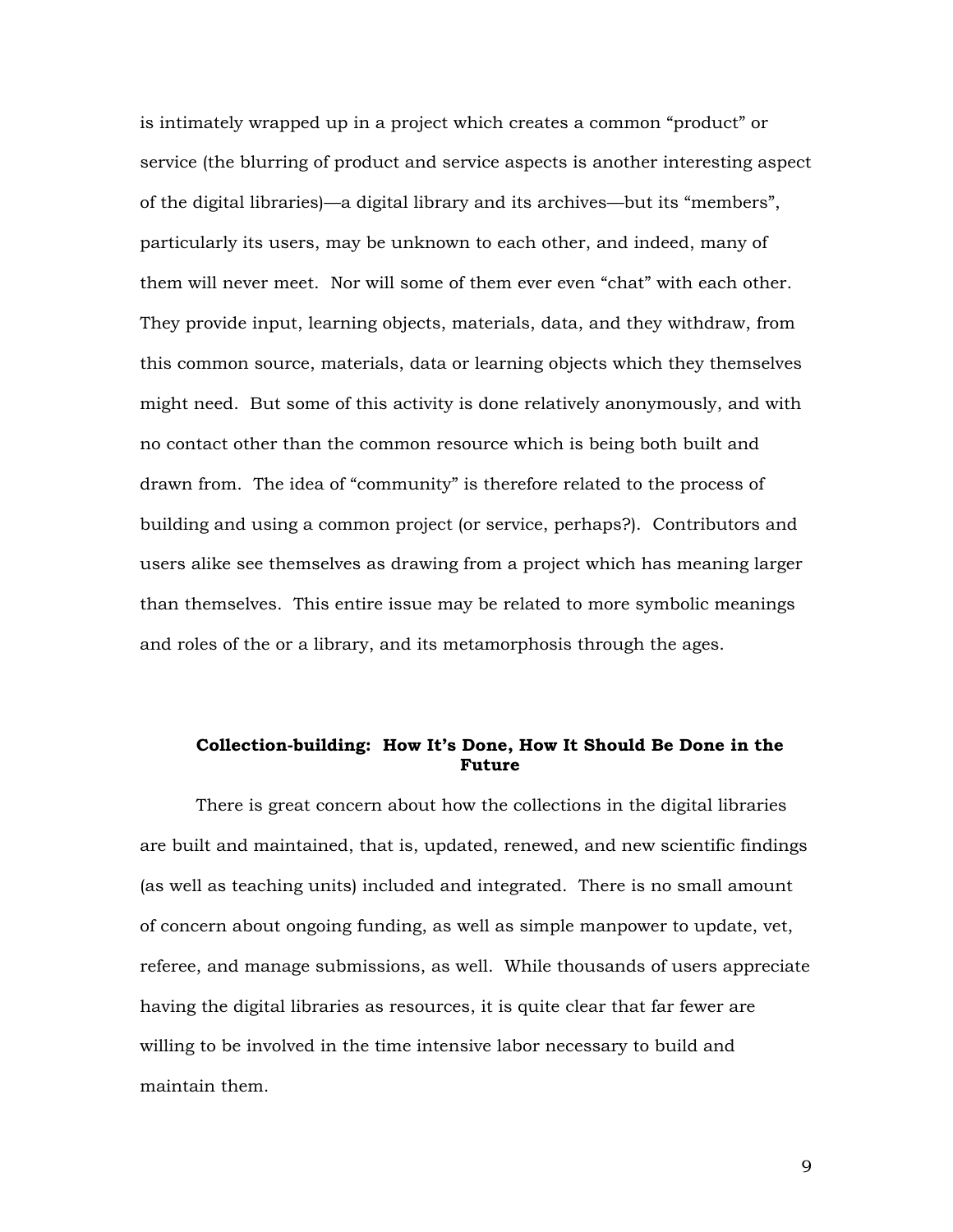is intimately wrapped up in a project which creates a common "product" or service (the blurring of product and service aspects is another interesting aspect of the digital libraries)—a digital library and its archives—but its "members", particularly its users, may be unknown to each other, and indeed, many of them will never meet. Nor will some of them ever even "chat" with each other. They provide input, learning objects, materials, data, and they withdraw, from this common source, materials, data or learning objects which they themselves might need. But some of this activity is done relatively anonymously, and with no contact other than the common resource which is being both built and drawn from. The idea of "community" is therefore related to the process of building and using a common project (or service, perhaps?). Contributors and users alike see themselves as drawing from a project which has meaning larger than themselves. This entire issue may be related to more symbolic meanings and roles of the or a library, and its metamorphosis through the ages.

### Collection-building: How It's Done, How It Should Be Done in the Future

There is great concern about how the collections in the digital libraries are built and maintained, that is, updated, renewed, and new scientific findings (as well as teaching units) included and integrated. There is no small amount of concern about ongoing funding, as well as simple manpower to update, vet, referee, and manage submissions, as well. While thousands of users appreciate having the digital libraries as resources, it is quite clear that far fewer are willing to be involved in the time intensive labor necessary to build and maintain them.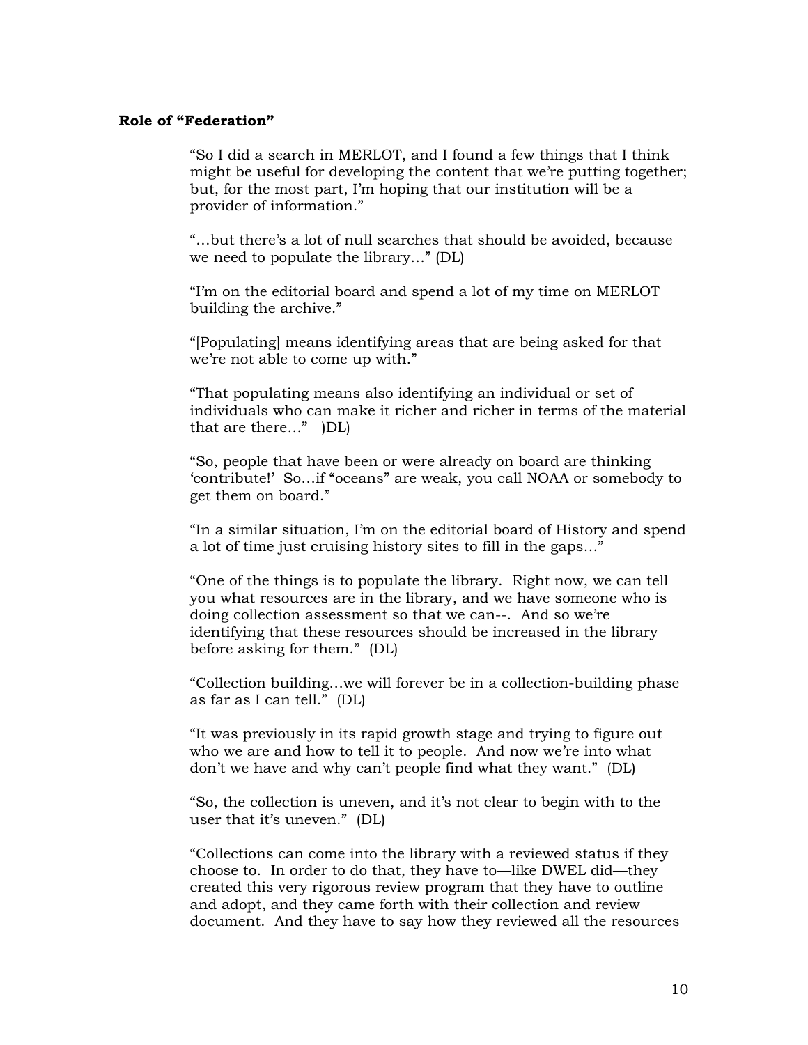**Role of "Federation"**

> "So I did a search in MERLOT, and I found a few things that I think might be useful for developing the content that we're putting together; but, for the most part, I'm hoping that our institution will be a provider of information."
>
> "…but there's a lot of null searches that should be avoided, because we need to populate the library…" (DL)
>
> "I'm on the editorial board and spend a lot of my time on MERLOT building the archive."
>
> "[Populating] means identifying areas that are being asked for that we're not able to come up with."
>
> "That populating means also identifying an individual or set of individuals who can make it richer and richer in terms of the material that are there…" )DL)
>
> "So, people that have been or were already on board are thinking 'contribute!' So…if "oceans" are weak, you call NOAA or somebody to get them on board."
>
> "In a similar situation, I'm on the editorial board of History and spend a lot of time just cruising history sites to fill in the gaps…"
>
> "One of the things is to populate the library. Right now, we can tell you what resources are in the library, and we have someone who is doing collection assessment so that we can--. And so we're identifying that these resources should be increased in the library before asking for them." (DL)
>
> "Collection building…we will forever be in a collection-building phase as far as I can tell." (DL)
>
> "It was previously in its rapid growth stage and trying to figure out who we are and how to tell it to people. And now we're into what don't we have and why can't people find what they want." (DL)
>
> "So, the collection is uneven, and it's not clear to begin with to the user that it's uneven." (DL)
>
> "Collections can come into the library with a reviewed status if they choose to. In order to do that, they have to—like DWEL did—they created this very rigorous review program that they have to outline and adopt, and they came forth with their collection and review document. And they have to say how they reviewed all the resources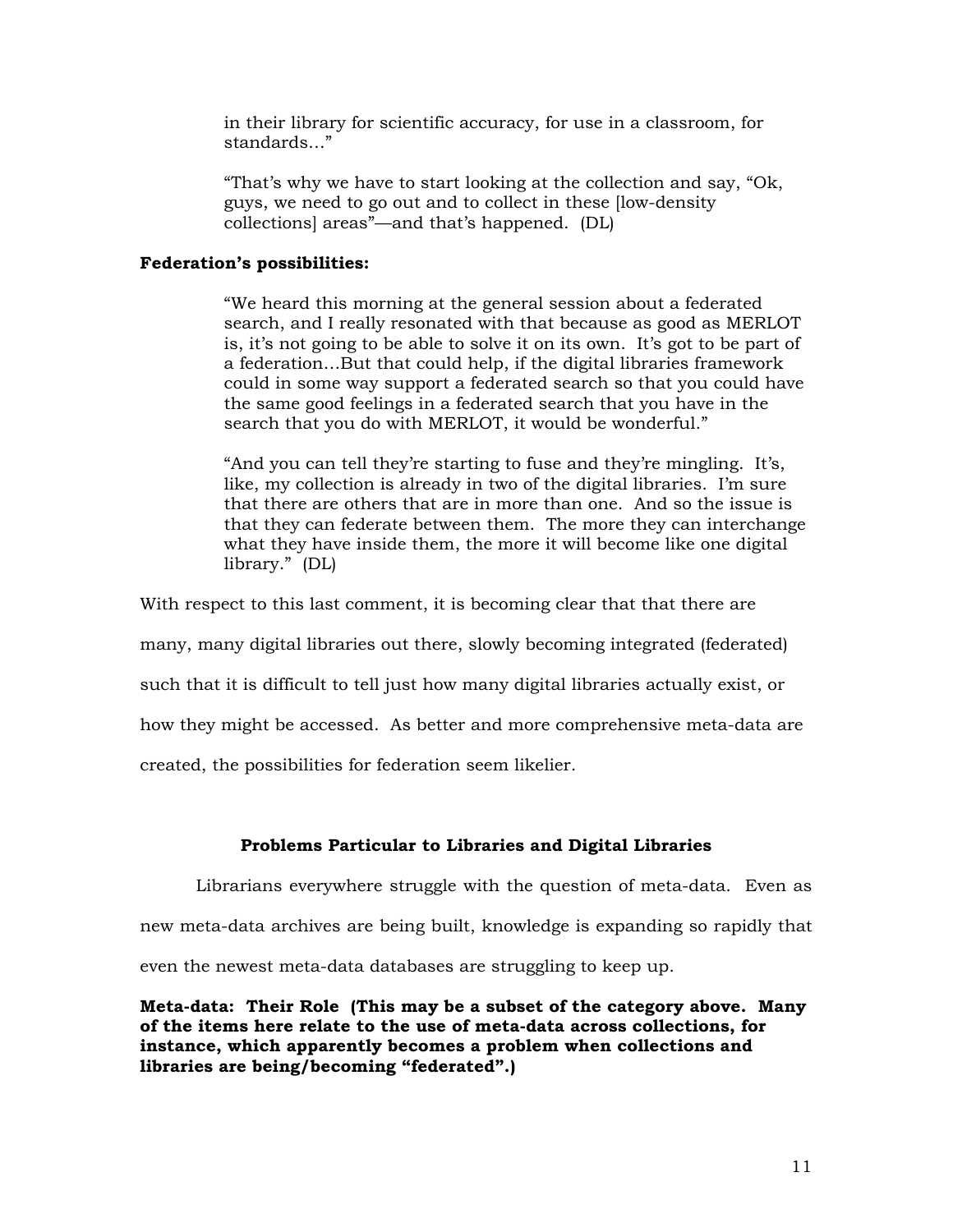> in their library for scientific accuracy, for use in a classroom, for standards…"
>
> "That's why we have to start looking at the collection and say, "Ok, guys, we need to go out and to collect in these [low-density collections] areas"—and that's happened. (DL)

**Federation's possibilities:**

> "We heard this morning at the general session about a federated search, and I really resonated with that because as good as MERLOT is, it's not going to be able to solve it on its own. It's got to be part of a federation…But that could help, if the digital libraries framework could in some way support a federated search so that you could have the same good feelings in a federated search that you have in the search that you do with MERLOT, it would be wonderful."
>
> "And you can tell they're starting to fuse and they're mingling. It's, like, my collection is already in two of the digital libraries. I'm sure that there are others that are in more than one. And so the issue is that they can federate between them. The more they can interchange what they have inside them, the more it will become like one digital library." (DL)

With respect to this last comment, it is becoming clear that that there are many, many digital libraries out there, slowly becoming integrated (federated) such that it is difficult to tell just how many digital libraries actually exist, or how they might be accessed. As better and more comprehensive meta-data are created, the possibilities for federation seem likelier.

### Problems Particular to Libraries and Digital Libraries

Librarians everywhere struggle with the question of meta-data. Even as new meta-data archives are being built, knowledge is expanding so rapidly that even the newest meta-data databases are struggling to keep up.

**Meta-data: Their Role (This may be a subset of the category above. Many of the items here relate to the use of meta-data across collections, for instance, which apparently becomes a problem when collections and libraries are being/becoming "federated".)**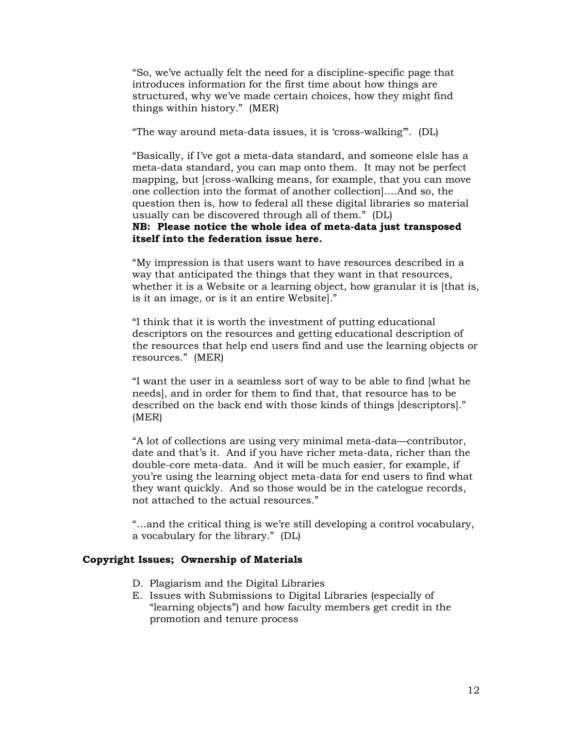"So, we've actually felt the need for a discipline-specific page that introduces information for the first time about how things are structured, why we've made certain choices, how they might find things within history." (MER)

"The way around meta-data issues, it is 'cross-walking'". (DL)

"Basically, if I've got a meta-data standard, and someone elsle has a meta-data standard, you can map onto them. It may not be perfect mapping, but [cross-walking means, for example, that you can move one collection into the format of another collection]....And so, the question then is, how to federal all these digital libraries so material usually can be discovered through all of them." (DL)
**NB: Please notice the whole idea of meta-data just transposed itself into the federation issue here.**

"My impression is that users want to have resources described in a way that anticipated the things that they want in that resources, whether it is a Website or a learning object, how granular it is [that is, is it an image, or is it an entire Website]."

"I think that it is worth the investment of putting educational descriptors on the resources and getting educational description of the resources that help end users find and use the learning objects or resources." (MER)

"I want the user in a seamless sort of way to be able to find [what he needs], and in order for them to find that, that resource has to be described on the back end with those kinds of things [descriptors]." (MER)

"A lot of collections are using very minimal meta-data—contributor, date and that's it. And if you have richer meta-data, richer than the double-core meta-data. And it will be much easier, for example, if you're using the learning object meta-data for end users to find what they want quickly. And so those would be in the catelogue records, not attached to the actual resources."

"...and the critical thing is we're still developing a control vocabulary, a vocabulary for the library." (DL)

**Copyright Issues; Ownership of Materials**

D. Plagiarism and the Digital Libraries
E. Issues with Submissions to Digital Libraries (especially of "learning objects") and how faculty members get credit in the promotion and tenure process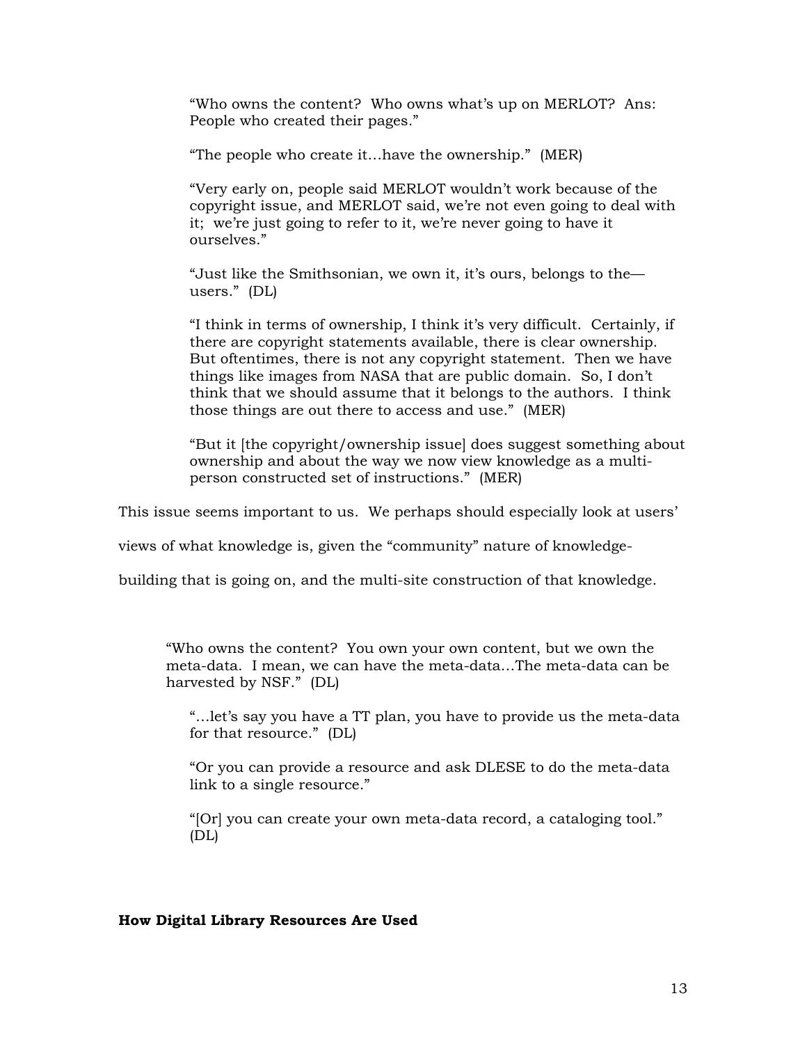> "Who owns the content? Who owns what's up on MERLOT? Ans: People who created their pages."
>
> "The people who create it…have the ownership." (MER)
>
> "Very early on, people said MERLOT wouldn't work because of the copyright issue, and MERLOT said, we're not even going to deal with it; we're just going to refer to it, we're never going to have it ourselves."
>
> "Just like the Smithsonian, we own it, it's ours, belongs to the—users." (DL)
>
> "I think in terms of ownership, I think it's very difficult. Certainly, if there are copyright statements available, there is clear ownership. But oftentimes, there is not any copyright statement. Then we have things like images from NASA that are public domain. So, I don't think that we should assume that it belongs to the authors. I think those things are out there to access and use." (MER)
>
> "But it [the copyright/ownership issue] does suggest something about ownership and about the way we now view knowledge as a multi-person constructed set of instructions." (MER)

This issue seems important to us. We perhaps should especially look at users' views of what knowledge is, given the "community" nature of knowledge-building that is going on, and the multi-site construction of that knowledge.

> "Who owns the content? You own your own content, but we own the meta-data. I mean, we can have the meta-data…The meta-data can be harvested by NSF." (DL)
>
> "…let's say you have a TT plan, you have to provide us the meta-data for that resource." (DL)
>
> "Or you can provide a resource and ask DLESE to do the meta-data link to a single resource."
>
> "[Or] you can create your own meta-data record, a cataloging tool." (DL)

**How Digital Library Resources Are Used**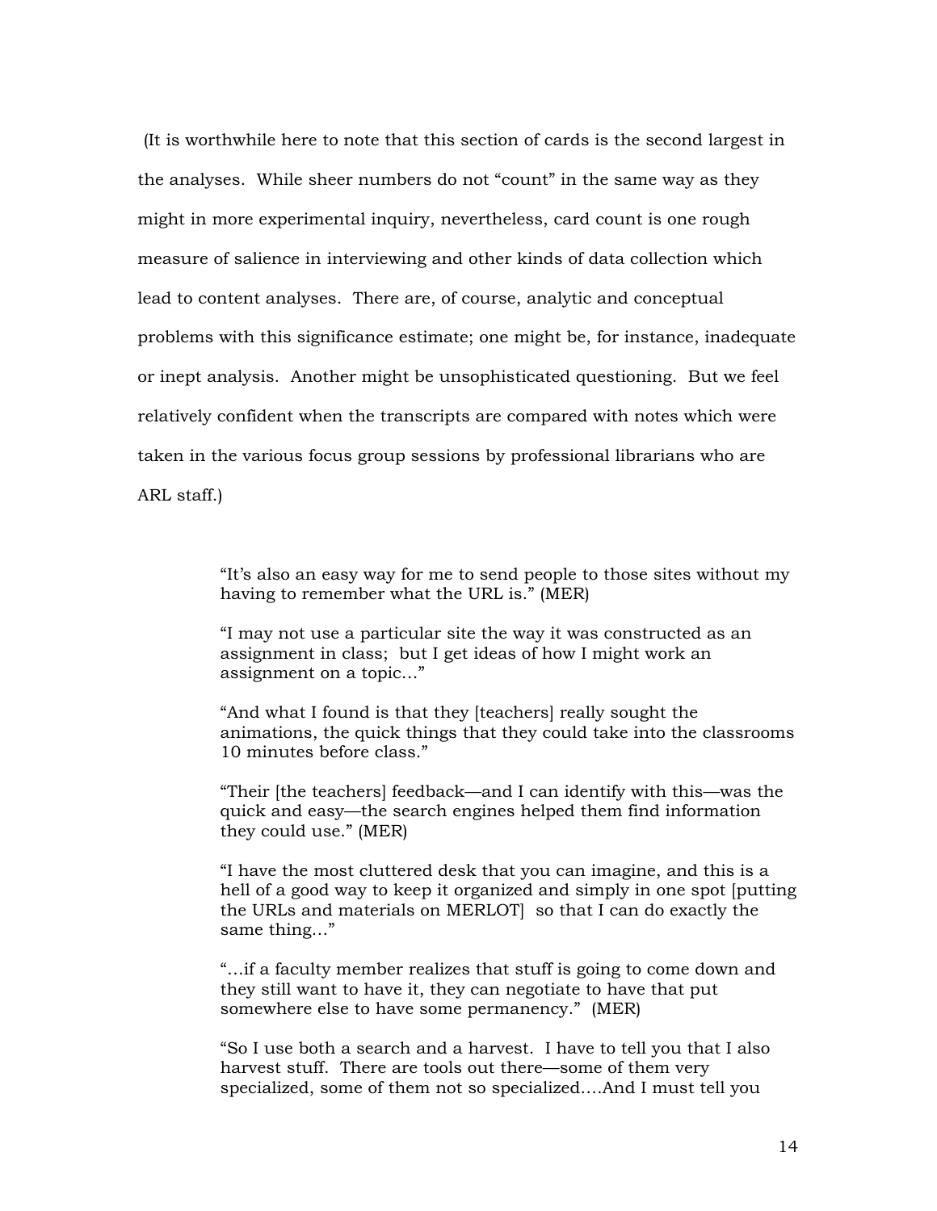(It is worthwhile here to note that this section of cards is the second largest in the analyses. While sheer numbers do not "count" in the same way as they might in more experimental inquiry, nevertheless, card count is one rough measure of salience in interviewing and other kinds of data collection which lead to content analyses. There are, of course, analytic and conceptual problems with this significance estimate; one might be, for instance, inadequate or inept analysis. Another might be unsophisticated questioning. But we feel relatively confident when the transcripts are compared with notes which were taken in the various focus group sessions by professional librarians who are ARL staff.)

> "It's also an easy way for me to send people to those sites without my having to remember what the URL is." (MER)
>
> "I may not use a particular site the way it was constructed as an assignment in class; but I get ideas of how I might work an assignment on a topic…"
>
> "And what I found is that they [teachers] really sought the animations, the quick things that they could take into the classrooms 10 minutes before class."
>
> "Their [the teachers] feedback—and I can identify with this—was the quick and easy—the search engines helped them find information they could use." (MER)
>
> "I have the most cluttered desk that you can imagine, and this is a hell of a good way to keep it organized and simply in one spot [putting the URLs and materials on MERLOT] so that I can do exactly the same thing…"
>
> "…if a faculty member realizes that stuff is going to come down and they still want to have it, they can negotiate to have that put somewhere else to have some permanency." (MER)
>
> "So I use both a search and a harvest. I have to tell you that I also harvest stuff. There are tools out there—some of them very specialized, some of them not so specialized….And I must tell you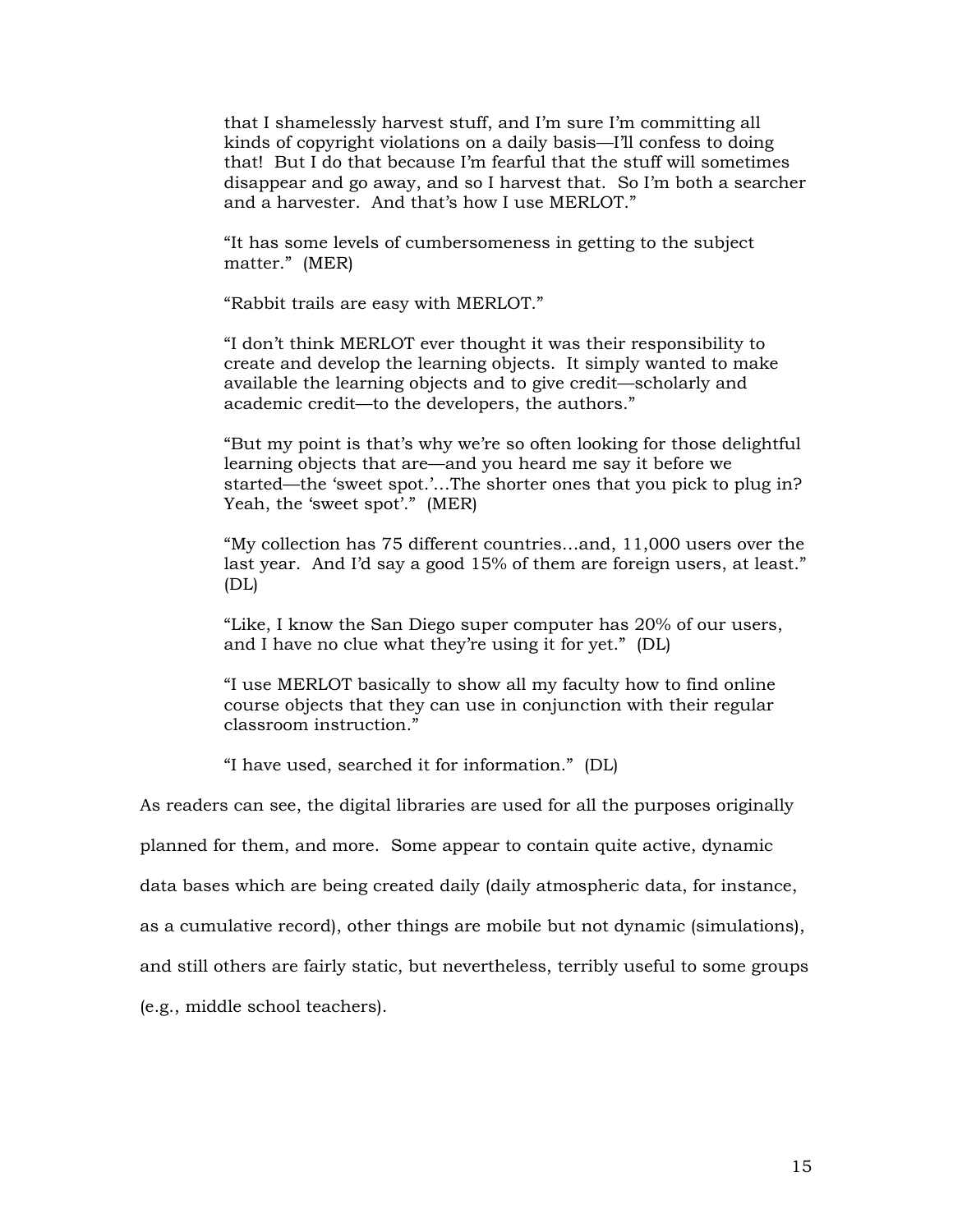that I shamelessly harvest stuff, and I'm sure I'm committing all kinds of copyright violations on a daily basis—I'll confess to doing that! But I do that because I'm fearful that the stuff will sometimes disappear and go away, and so I harvest that. So I'm both a searcher and a harvester. And that's how I use MERLOT."

> "It has some levels of cumbersomeness in getting to the subject matter." (MER)
>
> "Rabbit trails are easy with MERLOT."
>
> "I don't think MERLOT ever thought it was their responsibility to create and develop the learning objects. It simply wanted to make available the learning objects and to give credit—scholarly and academic credit—to the developers, the authors."
>
> "But my point is that's why we're so often looking for those delightful learning objects that are—and you heard me say it before we started—the 'sweet spot.'…The shorter ones that you pick to plug in? Yeah, the 'sweet spot'." (MER)
>
> "My collection has 75 different countries…and, 11,000 users over the last year. And I'd say a good 15% of them are foreign users, at least." (DL)
>
> "Like, I know the San Diego super computer has 20% of our users, and I have no clue what they're using it for yet." (DL)
>
> "I use MERLOT basically to show all my faculty how to find online course objects that they can use in conjunction with their regular classroom instruction."
>
> "I have used, searched it for information." (DL)

As readers can see, the digital libraries are used for all the purposes originally planned for them, and more. Some appear to contain quite active, dynamic data bases which are being created daily (daily atmospheric data, for instance, as a cumulative record), other things are mobile but not dynamic (simulations), and still others are fairly static, but nevertheless, terribly useful to some groups (e.g., middle school teachers).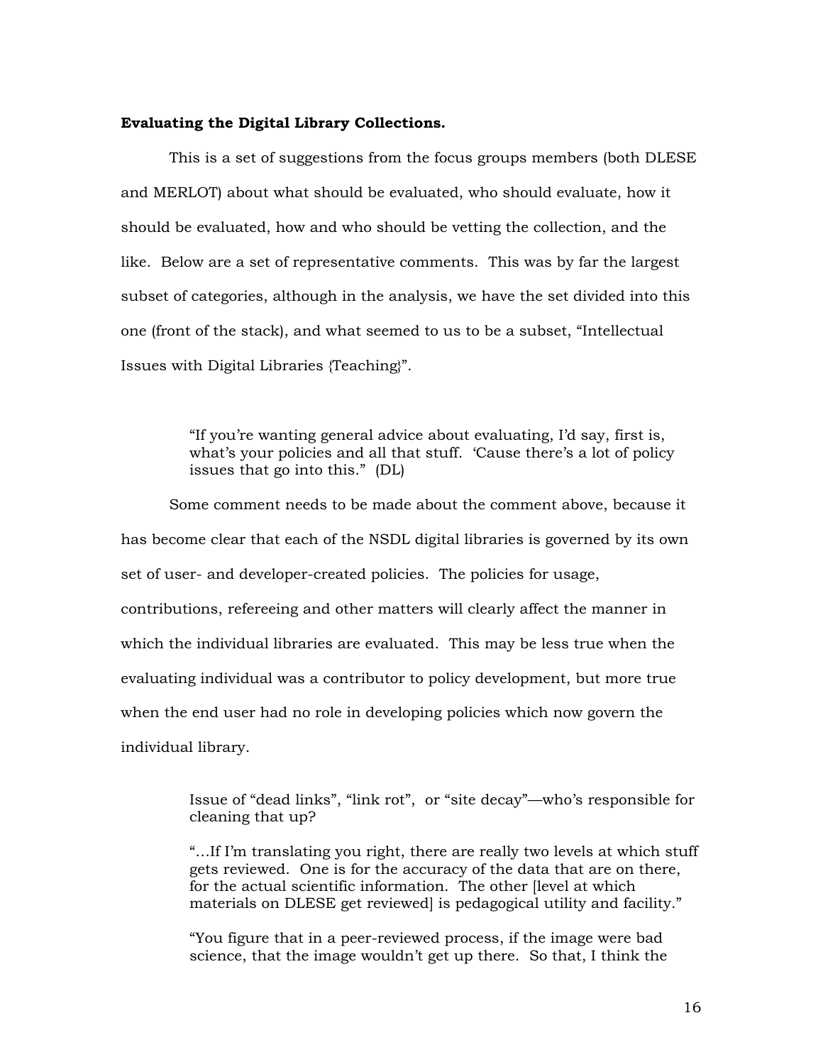**Evaluating the Digital Library Collections.**

This is a set of suggestions from the focus groups members (both DLESE and MERLOT) about what should be evaluated, who should evaluate, how it should be evaluated, how and who should be vetting the collection, and the like. Below are a set of representative comments. This was by far the largest subset of categories, although in the analysis, we have the set divided into this one (front of the stack), and what seemed to us to be a subset, "Intellectual Issues with Digital Libraries {Teaching}".

> "If you're wanting general advice about evaluating, I'd say, first is, what's your policies and all that stuff. 'Cause there's a lot of policy issues that go into this." (DL)

Some comment needs to be made about the comment above, because it has become clear that each of the NSDL digital libraries is governed by its own set of user- and developer-created policies. The policies for usage, contributions, refereeing and other matters will clearly affect the manner in which the individual libraries are evaluated. This may be less true when the evaluating individual was a contributor to policy development, but more true when the end user had no role in developing policies which now govern the individual library.

> Issue of "dead links", "link rot", or "site decay"—who's responsible for cleaning that up?
>
> "…If I'm translating you right, there are really two levels at which stuff gets reviewed. One is for the accuracy of the data that are on there, for the actual scientific information. The other [level at which materials on DLESE get reviewed] is pedagogical utility and facility."
>
> "You figure that in a peer-reviewed process, if the image were bad science, that the image wouldn't get up there. So that, I think the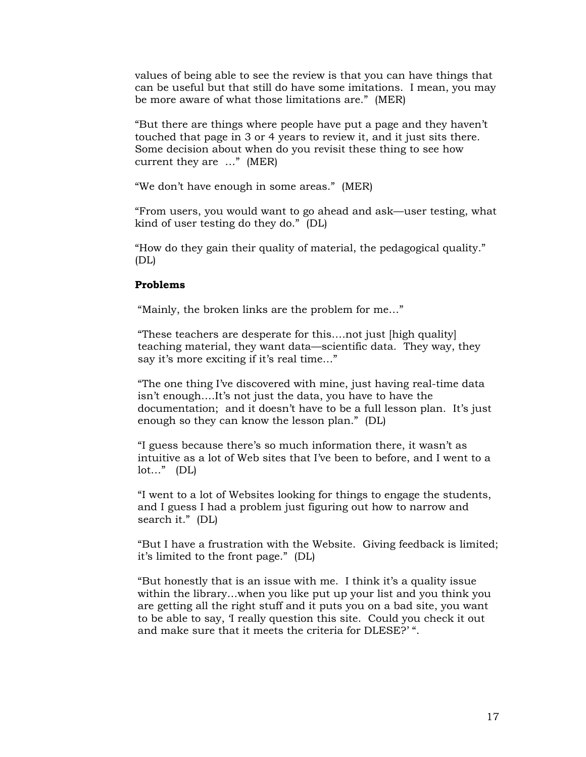values of being able to see the review is that you can have things that can be useful but that still do have some imitations. I mean, you may be more aware of what those limitations are." (MER)

"But there are things where people have put a page and they haven't touched that page in 3 or 4 years to review it, and it just sits there. Some decision about when do you revisit these thing to see how current they are …" (MER)

"We don't have enough in some areas." (MER)

"From users, you would want to go ahead and ask—user testing, what kind of user testing do they do." (DL)

"How do they gain their quality of material, the pedagogical quality." (DL)

**Problems**

"Mainly, the broken links are the problem for me…"

"These teachers are desperate for this….not just [high quality] teaching material, they want data—scientific data. They way, they say it's more exciting if it's real time…"

"The one thing I've discovered with mine, just having real-time data isn't enough….It's not just the data, you have to have the documentation; and it doesn't have to be a full lesson plan. It's just enough so they can know the lesson plan." (DL)

"I guess because there's so much information there, it wasn't as intuitive as a lot of Web sites that I've been to before, and I went to a lot…" (DL)

"I went to a lot of Websites looking for things to engage the students, and I guess I had a problem just figuring out how to narrow and search it." (DL)

"But I have a frustration with the Website. Giving feedback is limited; it's limited to the front page." (DL)

"But honestly that is an issue with me. I think it's a quality issue within the library…when you like put up your list and you think you are getting all the right stuff and it puts you on a bad site, you want to be able to say, 'I really question this site. Could you check it out and make sure that it meets the criteria for DLESE?' ".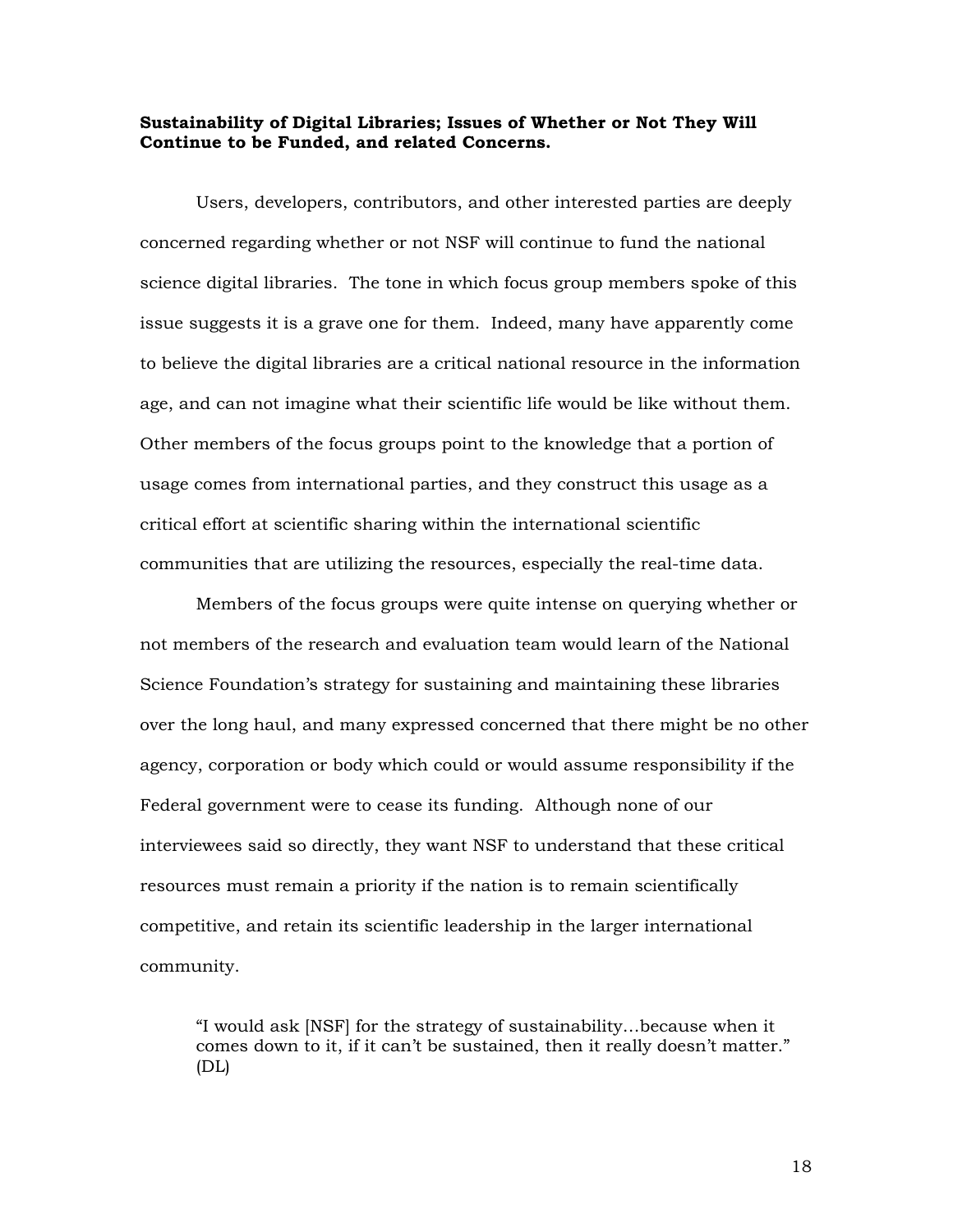**Sustainability of Digital Libraries; Issues of Whether or Not They Will Continue to be Funded, and related Concerns.**

Users, developers, contributors, and other interested parties are deeply concerned regarding whether or not NSF will continue to fund the national science digital libraries. The tone in which focus group members spoke of this issue suggests it is a grave one for them. Indeed, many have apparently come to believe the digital libraries are a critical national resource in the information age, and can not imagine what their scientific life would be like without them. Other members of the focus groups point to the knowledge that a portion of usage comes from international parties, and they construct this usage as a critical effort at scientific sharing within the international scientific communities that are utilizing the resources, especially the real-time data.

Members of the focus groups were quite intense on querying whether or not members of the research and evaluation team would learn of the National Science Foundation's strategy for sustaining and maintaining these libraries over the long haul, and many expressed concerned that there might be no other agency, corporation or body which could or would assume responsibility if the Federal government were to cease its funding. Although none of our interviewees said so directly, they want NSF to understand that these critical resources must remain a priority if the nation is to remain scientifically competitive, and retain its scientific leadership in the larger international community.

> "I would ask [NSF] for the strategy of sustainability…because when it comes down to it, if it can't be sustained, then it really doesn't matter." (DL)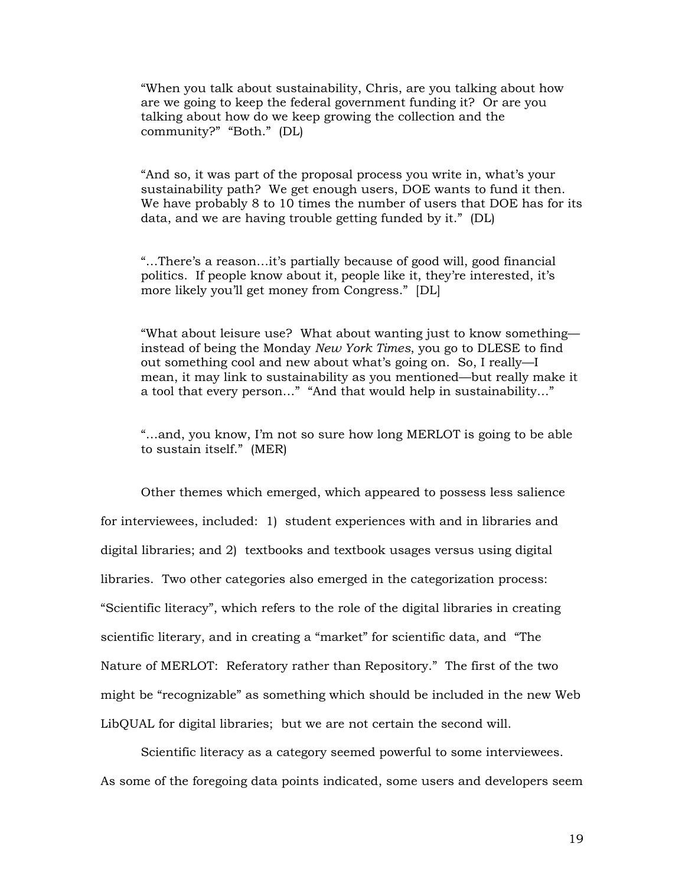> "When you talk about sustainability, Chris, are you talking about how are we going to keep the federal government funding it? Or are you talking about how do we keep growing the collection and the community?" "Both." (DL)

> "And so, it was part of the proposal process you write in, what's your sustainability path? We get enough users, DOE wants to fund it then. We have probably 8 to 10 times the number of users that DOE has for its data, and we are having trouble getting funded by it." (DL)

> "…There's a reason…it's partially because of good will, good financial politics. If people know about it, people like it, they're interested, it's more likely you'll get money from Congress." [DL]

> "What about leisure use? What about wanting just to know something—instead of being the Monday *New York Times*, you go to DLESE to find out something cool and new about what's going on. So, I really—I mean, it may link to sustainability as you mentioned—but really make it a tool that every person…" "And that would help in sustainability…"

> "…and, you know, I'm not so sure how long MERLOT is going to be able to sustain itself." (MER)

Other themes which emerged, which appeared to possess less salience for interviewees, included: 1) student experiences with and in libraries and digital libraries; and 2) textbooks and textbook usages versus using digital libraries. Two other categories also emerged in the categorization process: "Scientific literacy", which refers to the role of the digital libraries in creating scientific literary, and in creating a "market" for scientific data, and "The Nature of MERLOT: Referatory rather than Repository." The first of the two might be "recognizable" as something which should be included in the new Web LibQUAL for digital libraries; but we are not certain the second will.

Scientific literacy as a category seemed powerful to some interviewees. As some of the foregoing data points indicated, some users and developers seem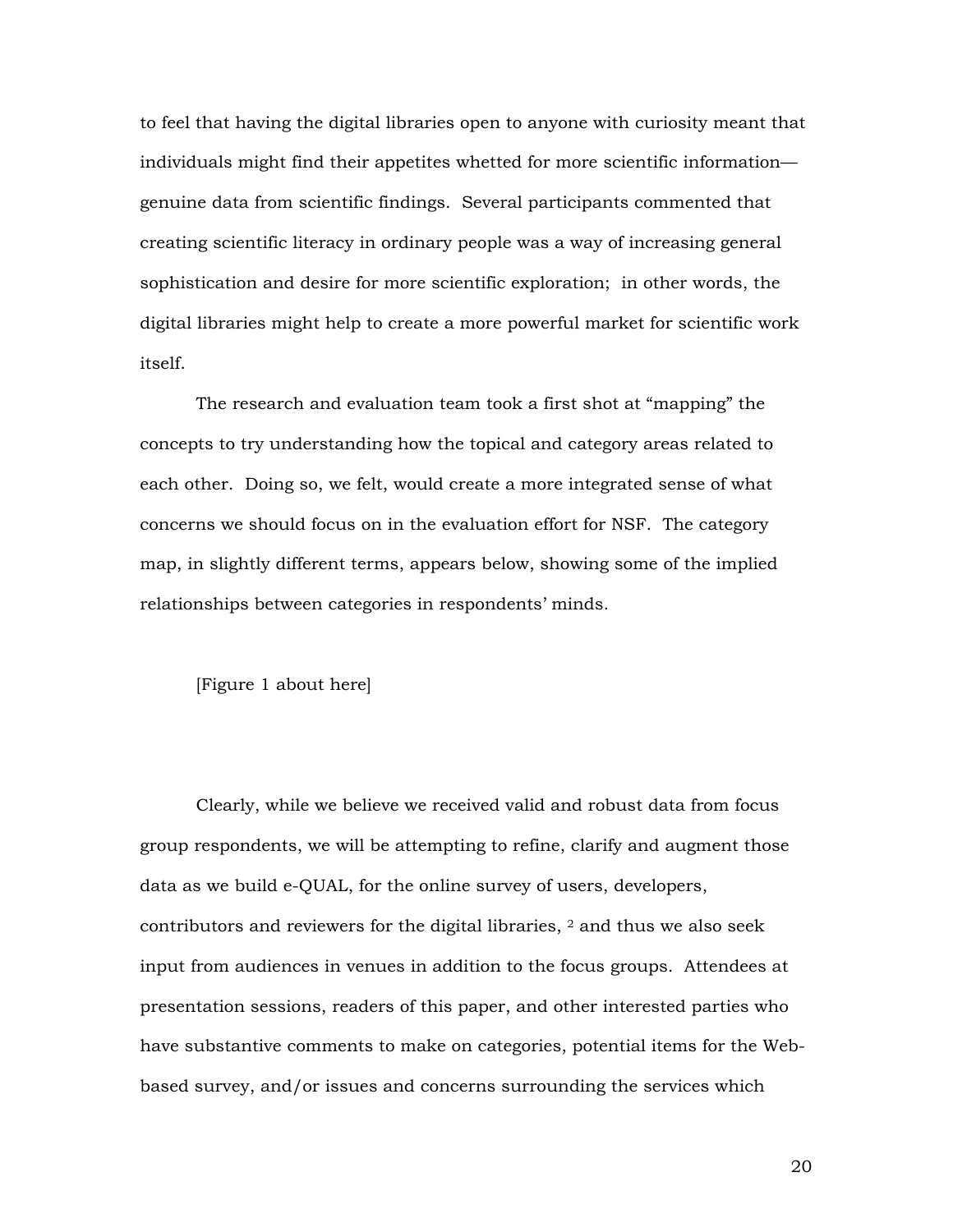to feel that having the digital libraries open to anyone with curiosity meant that individuals might find their appetites whetted for more scientific information—genuine data from scientific findings. Several participants commented that creating scientific literacy in ordinary people was a way of increasing general sophistication and desire for more scientific exploration; in other words, the digital libraries might help to create a more powerful market for scientific work itself.

The research and evaluation team took a first shot at "mapping" the concepts to try understanding how the topical and category areas related to each other. Doing so, we felt, would create a more integrated sense of what concerns we should focus on in the evaluation effort for NSF. The category map, in slightly different terms, appears below, showing some of the implied relationships between categories in respondents' minds.

[Figure 1 about here]

Clearly, while we believe we received valid and robust data from focus group respondents, we will be attempting to refine, clarify and augment those data as we build e-QUAL, for the online survey of users, developers, contributors and reviewers for the digital libraries, [2] and thus we also seek input from audiences in venues in addition to the focus groups. Attendees at presentation sessions, readers of this paper, and other interested parties who have substantive comments to make on categories, potential items for the Web-based survey, and/or issues and concerns surrounding the services which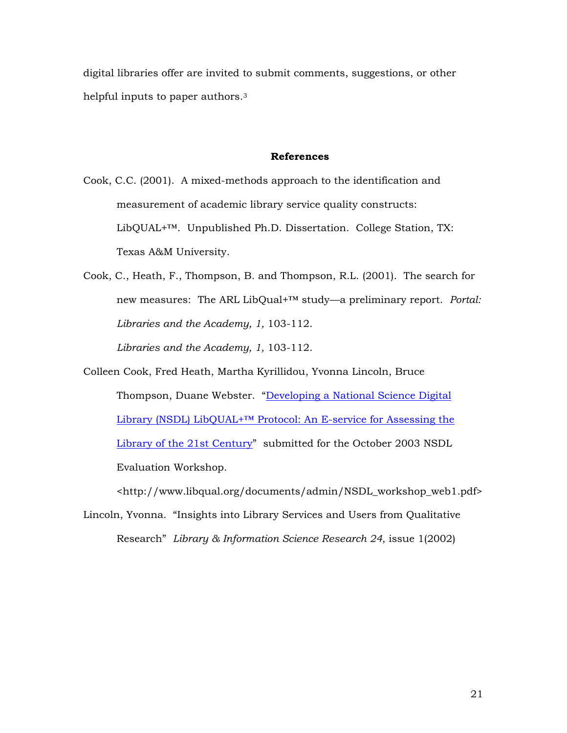digital libraries offer are invited to submit comments, suggestions, or other helpful inputs to paper authors.[3]

## References

Cook, C.C. (2001). A mixed-methods approach to the identification and measurement of academic library service quality constructs: LibQUAL+™. Unpublished Ph.D. Dissertation. College Station, TX: Texas A&M University.

Cook, C., Heath, F., Thompson, B. and Thompson, R.L. (2001). The search for new measures: The ARL LibQual+™ study—a preliminary report. *Portal: Libraries and the Academy, 1,* 103-112.

*Libraries and the Academy, 1,* 103-112.

Colleen Cook, Fred Heath, Martha Kyrillidou, Yvonna Lincoln, Bruce Thompson, Duane Webster. "Developing a National Science Digital Library (NSDL) LibQUAL+™ Protocol: An E-service for Assessing the Library of the 21st Century" submitted for the October 2003 NSDL Evaluation Workshop.

<http://www.libqual.org/documents/admin/NSDL_workshop_web1.pdf>

Lincoln, Yvonna. "Insights into Library Services and Users from Qualitative Research" *Library & Information Science Research 24*, issue 1(2002)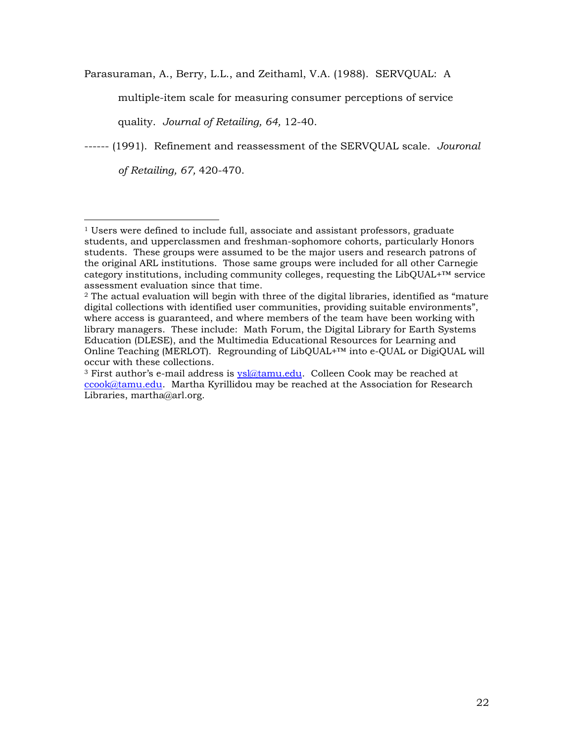Parasuraman, A., Berry, L.L., and Zeithaml, V.A. (1988). SERVQUAL: A multiple-item scale for measuring consumer perceptions of service quality. *Journal of Retailing, 64,* 12-40.

------ (1991). Refinement and reassessment of the SERVQUAL scale. *Jouronal of Retailing, 67,* 420-470.

---

[1] Users were defined to include full, associate and assistant professors, graduate students, and upperclassmen and freshman-sophomore cohorts, particularly Honors students. These groups were assumed to be the major users and research patrons of the original ARL institutions. Those same groups were included for all other Carnegie category institutions, including community colleges, requesting the LibQUAL+™ service assessment evaluation since that time.

[2] The actual evaluation will begin with three of the digital libraries, identified as "mature digital collections with identified user communities, providing suitable environments", where access is guaranteed, and where members of the team have been working with library managers. These include: Math Forum, the Digital Library for Earth Systems Education (DLESE), and the Multimedia Educational Resources for Learning and Online Teaching (MERLOT). Regrounding of LibQUAL+™ into e-QUAL or DigiQUAL will occur with these collections.

[3] First author's e-mail address is ysl@tamu.edu. Colleen Cook may be reached at ccook@tamu.edu. Martha Kyrillidou may be reached at the Association for Research Libraries, martha@arl.org.